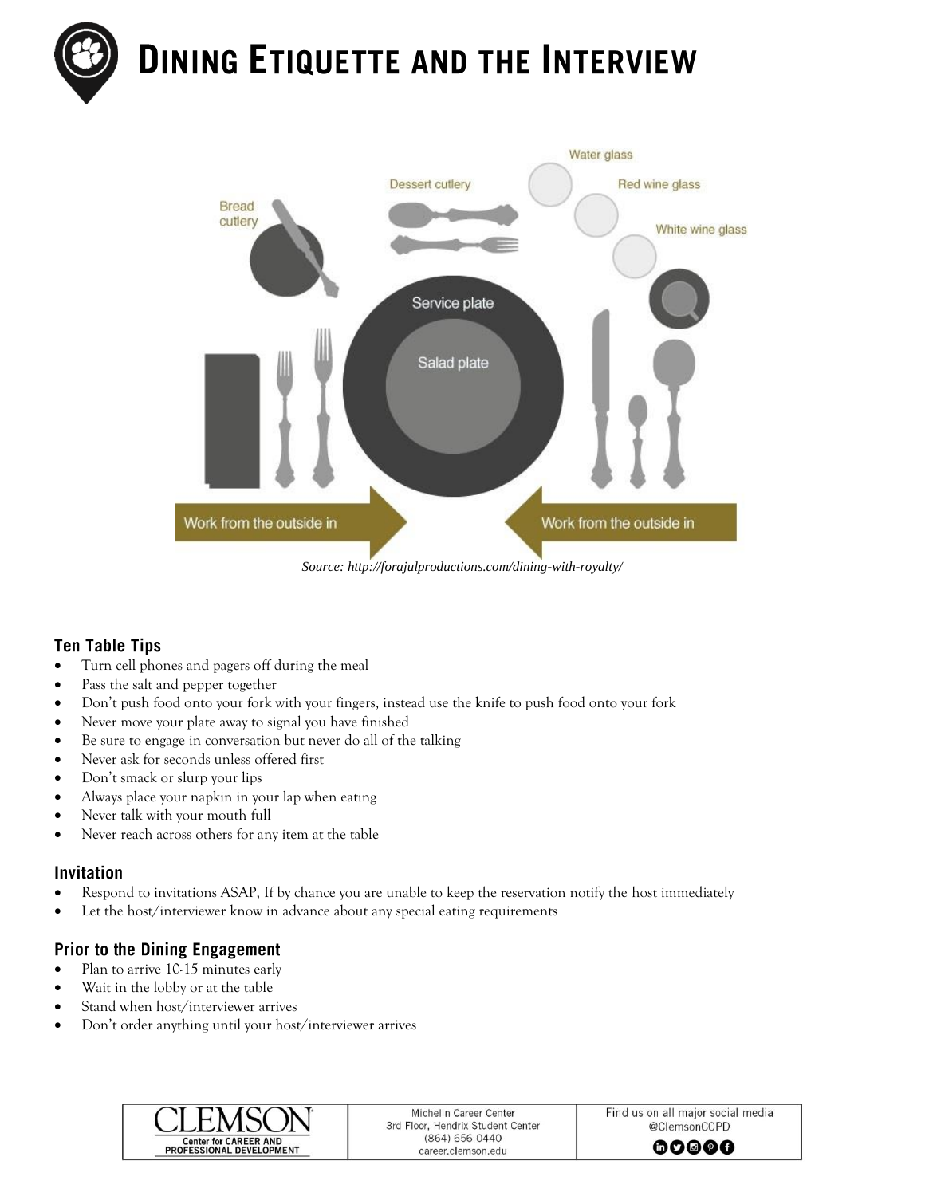# Dining Etiquette and the Interview

Water glass

Dessert cutlery

Red wine glass

Bread cutlery

White wine glass

Service plate

Salad plate

Work from the outside in

Work from the outside in

*Source: http://forajulproductions.com/dining-with-royalty/*

### Ten Table Tips

- Turn cell phones and pagers off during the meal
- Pass the salt and pepper together
- Don't push food onto your fork with your fingers, instead use the knife to push food onto your fork
- Never move your plate away to signal you have finished
- Be sure to engage in conversation but never do all of the talking
- Never ask for seconds unless offered first
- Don't smack or slurp your lips
- Always place your napkin in your lap when eating
- Never talk with your mouth full
- Never reach across others for any item at the table

### Invitation

- Respond to invitations ASAP, If by chance you are unable to keep the reservation notify the host immediately
- Let the host/interviewer know in advance about any special eating requirements

### Prior to the Dining Engagement

- Plan to arrive 10-15 minutes early
- Wait in the lobby or at the table
- Stand when host/interviewer arrives
- Don't order anything until your host/interviewer arrives

| CLEMSON Center for CAREER AND PROFESSIONAL DEVELOPMENT | Michelin Career Center 3rd Floor, Hendrix Student Center (864) 656-0440 career.clemson.edu | Find us on all major social media @ClemsonCCPD |
|---|---|---|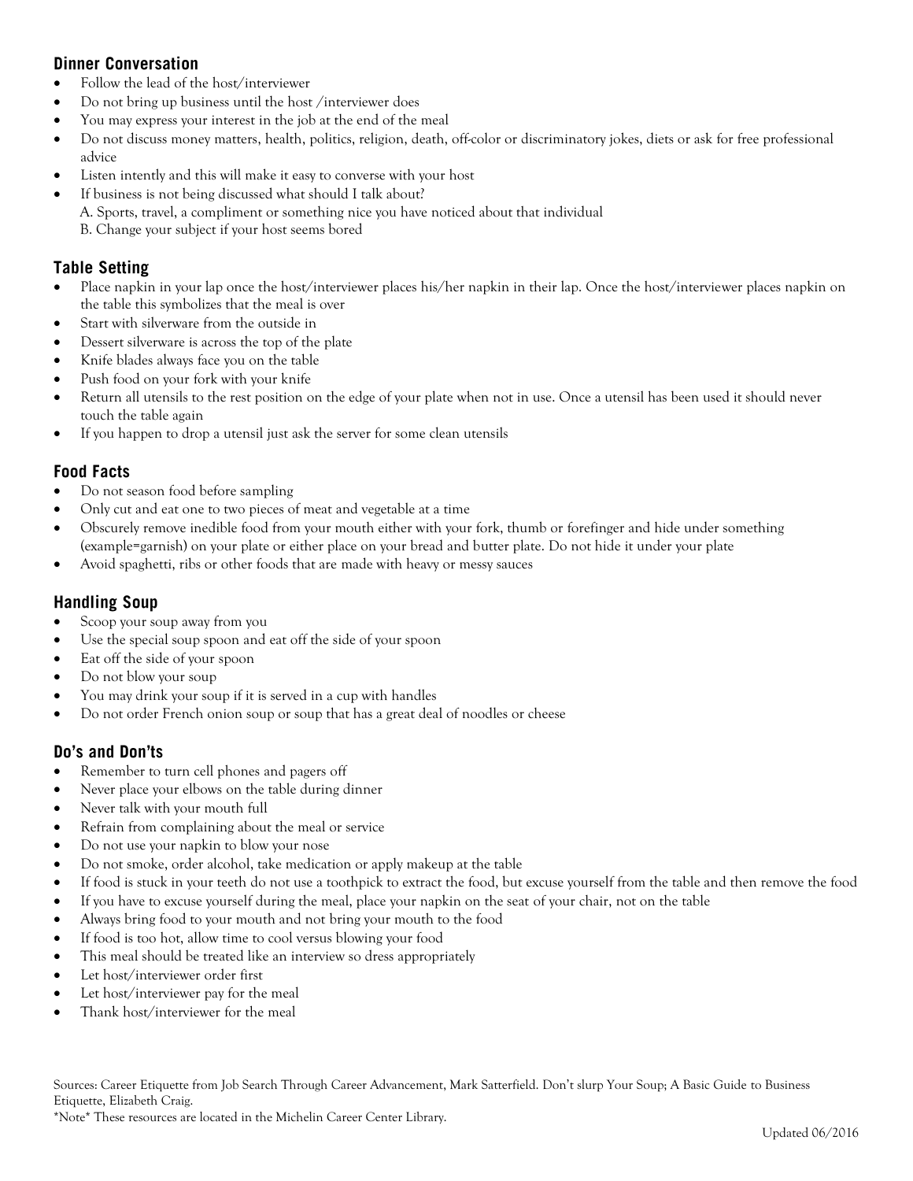## Dinner Conversation

- Follow the lead of the host/interviewer
- Do not bring up business until the host /interviewer does
- You may express your interest in the job at the end of the meal
- Do not discuss money matters, health, politics, religion, death, off-color or discriminatory jokes, diets or ask for free professional advice
- Listen intently and this will make it easy to converse with your host
- If business is not being discussed what should I talk about?
  A. Sports, travel, a compliment or something nice you have noticed about that individual
  B. Change your subject if your host seems bored

## Table Setting

- Place napkin in your lap once the host/interviewer places his/her napkin in their lap. Once the host/interviewer places napkin on the table this symbolizes that the meal is over
- Start with silverware from the outside in
- Dessert silverware is across the top of the plate
- Knife blades always face you on the table
- Push food on your fork with your knife
- Return all utensils to the rest position on the edge of your plate when not in use. Once a utensil has been used it should never touch the table again
- If you happen to drop a utensil just ask the server for some clean utensils

## Food Facts

- Do not season food before sampling
- Only cut and eat one to two pieces of meat and vegetable at a time
- Obscurely remove inedible food from your mouth either with your fork, thumb or forefinger and hide under something (example=garnish) on your plate or either place on your bread and butter plate. Do not hide it under your plate
- Avoid spaghetti, ribs or other foods that are made with heavy or messy sauces

## Handling Soup

- Scoop your soup away from you
- Use the special soup spoon and eat off the side of your spoon
- Eat off the side of your spoon
- Do not blow your soup
- You may drink your soup if it is served in a cup with handles
- Do not order French onion soup or soup that has a great deal of noodles or cheese

## Do's and Don'ts

- Remember to turn cell phones and pagers off
- Never place your elbows on the table during dinner
- Never talk with your mouth full
- Refrain from complaining about the meal or service
- Do not use your napkin to blow your nose
- Do not smoke, order alcohol, take medication or apply makeup at the table
- If food is stuck in your teeth do not use a toothpick to extract the food, but excuse yourself from the table and then remove the food
- If you have to excuse yourself during the meal, place your napkin on the seat of your chair, not on the table
- Always bring food to your mouth and not bring your mouth to the food
- If food is too hot, allow time to cool versus blowing your food
- This meal should be treated like an interview so dress appropriately
- Let host/interviewer order first
- Let host/interviewer pay for the meal
- Thank host/interviewer for the meal

Sources: Career Etiquette from Job Search Through Career Advancement, Mark Satterfield. Don't slurp Your Soup; A Basic Guide to Business Etiquette, Elizabeth Craig.
*Note* These resources are located in the Michelin Career Center Library.

Updated 06/2016